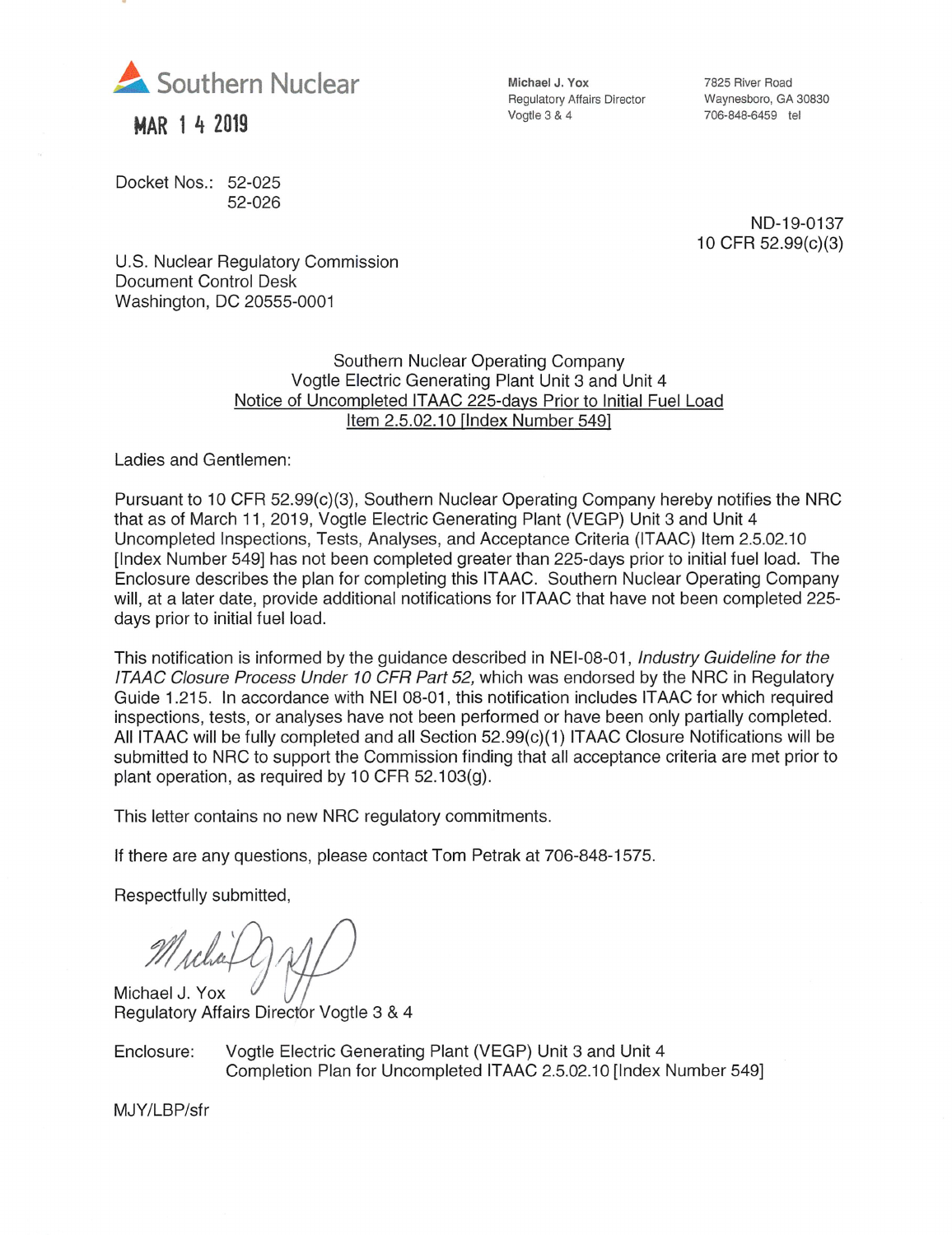Southern Nuclear

MAR 14 2019

**Michael J. Yox**
Regulatory Affairs Director
Vogtle 3 & 4

7825 River Road
Waynesboro, GA 30830
706-848-6459 tel

Docket Nos.: 52-025
52-026

ND-19-0137
10 CFR 52.99(c)(3)

U.S. Nuclear Regulatory Commission
Document Control Desk
Washington, DC 20555-0001

Southern Nuclear Operating Company
Vogtle Electric Generating Plant Unit 3 and Unit 4
Notice of Uncompleted ITAAC 225-days Prior to Initial Fuel Load
Item 2.5.02.10 [Index Number 549]

Ladies and Gentlemen:

Pursuant to 10 CFR 52.99(c)(3), Southern Nuclear Operating Company hereby notifies the NRC that as of March 11, 2019, Vogtle Electric Generating Plant (VEGP) Unit 3 and Unit 4 Uncompleted Inspections, Tests, Analyses, and Acceptance Criteria (ITAAC) Item 2.5.02.10 [Index Number 549] has not been completed greater than 225-days prior to initial fuel load. The Enclosure describes the plan for completing this ITAAC. Southern Nuclear Operating Company will, at a later date, provide additional notifications for ITAAC that have not been completed 225-days prior to initial fuel load.

This notification is informed by the guidance described in NEI-08-01, *Industry Guideline for the ITAAC Closure Process Under 10 CFR Part 52,* which was endorsed by the NRC in Regulatory Guide 1.215. In accordance with NEI 08-01, this notification includes ITAAC for which required inspections, tests, or analyses have not been performed or have been only partially completed. All ITAAC will be fully completed and all Section 52.99(c)(1) ITAAC Closure Notifications will be submitted to NRC to support the Commission finding that all acceptance criteria are met prior to plant operation, as required by 10 CFR 52.103(g).

This letter contains no new NRC regulatory commitments.

If there are any questions, please contact Tom Petrak at 706-848-1575.

Respectfully submitted,

Michael J. Yox
Regulatory Affairs Director Vogtle 3 & 4

Enclosure: Vogtle Electric Generating Plant (VEGP) Unit 3 and Unit 4
Completion Plan for Uncompleted ITAAC 2.5.02.10 [Index Number 549]

MJY/LBP/sfr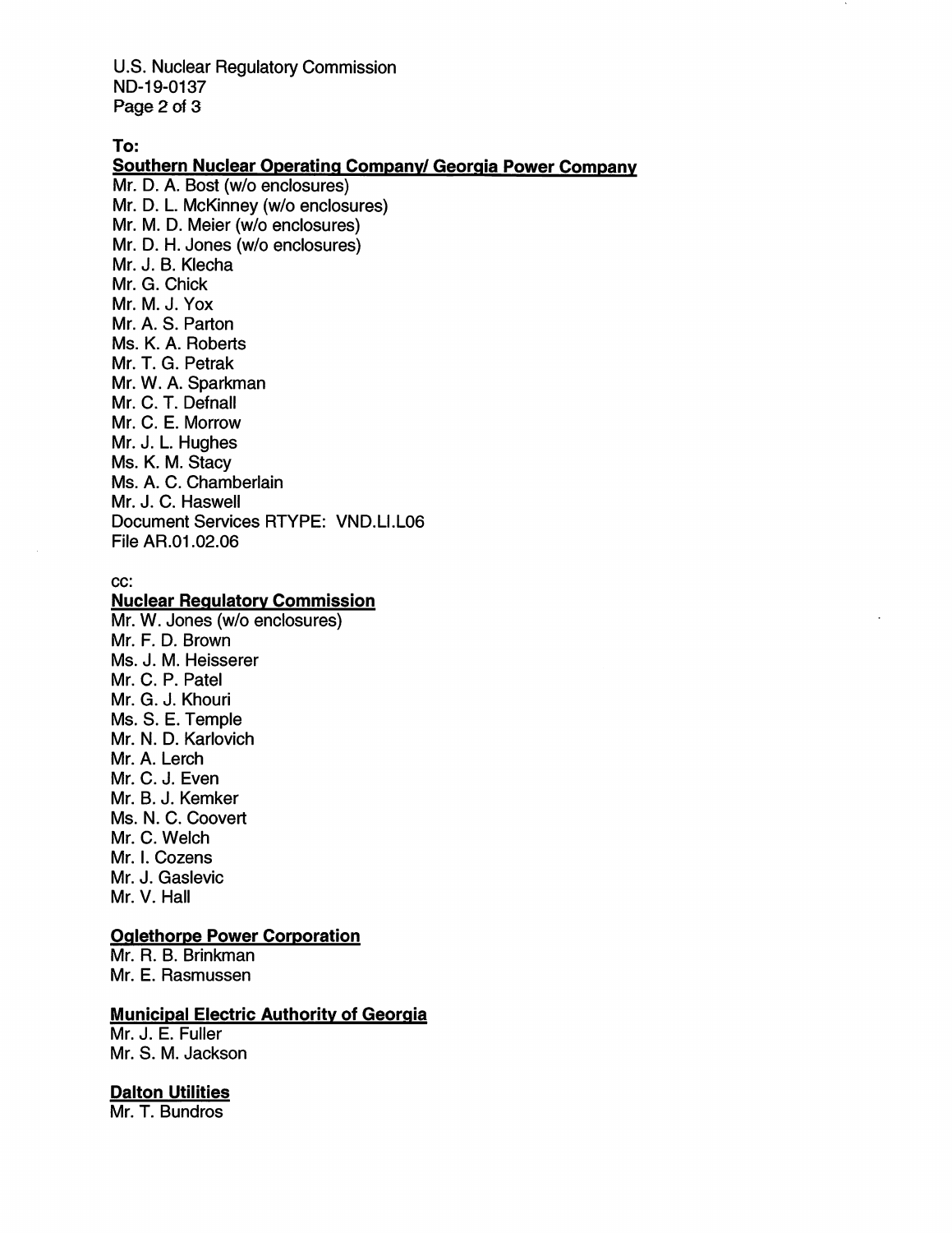**To:**

**Southern Nuclear Operating Company/ Georgia Power Company**

Mr. D. A. Bost (w/o enclosures)
Mr. D. L. McKinney (w/o enclosures)
Mr. M. D. Meier (w/o enclosures)
Mr. D. H. Jones (w/o enclosures)
Mr. J. B. Klecha
Mr. G. Chick
Mr. M. J. Yox
Mr. A. S. Parton
Ms. K. A. Roberts
Mr. T. G. Petrak
Mr. W. A. Sparkman
Mr. C. T. Defnall
Mr. C. E. Morrow
Mr. J. L. Hughes
Ms. K. M. Stacy
Ms. A. C. Chamberlain
Mr. J. C. Haswell
Document Services RTYPE: VND.LI.L06
File AR.01.02.06

cc:

**Nuclear Regulatory Commission**

Mr. W. Jones (w/o enclosures)
Mr. F. D. Brown
Ms. J. M. Heisserer
Mr. C. P. Patel
Mr. G. J. Khouri
Ms. S. E. Temple
Mr. N. D. Karlovich
Mr. A. Lerch
Mr. C. J. Even
Mr. B. J. Kemker
Ms. N. C. Coovert
Mr. C. Welch
Mr. I. Cozens
Mr. J. Gaslevic
Mr. V. Hall

**Oglethorpe Power Corporation**

Mr. R. B. Brinkman
Mr. E. Rasmussen

**Municipal Electric Authority of Georgia**

Mr. J. E. Fuller
Mr. S. M. Jackson

**Dalton Utilities**

Mr. T. Bundros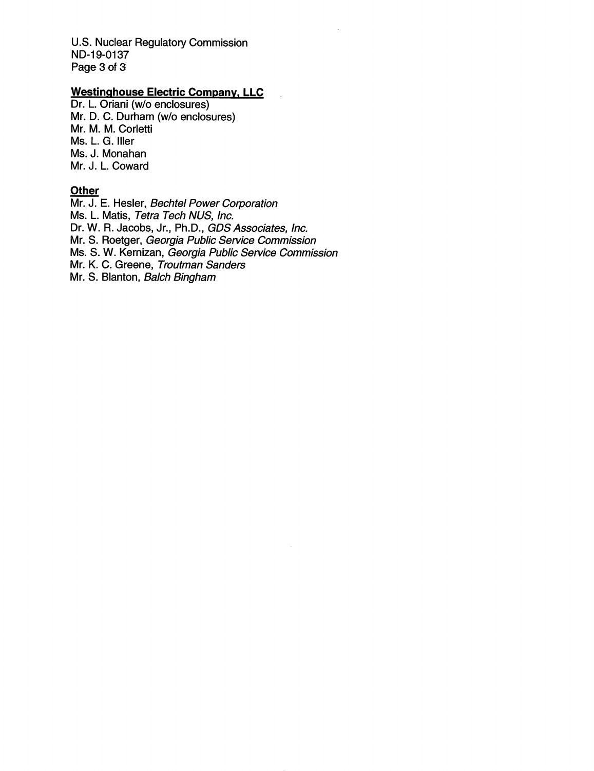**Westinghouse Electric Company, LLC**

Dr. L. Oriani (w/o enclosures)
Mr. D. C. Durham (w/o enclosures)
Mr. M. M. Corletti
Ms. L. G. Iller
Ms. J. Monahan
Mr. J. L. Coward

**Other**

Mr. J. E. Hesler, *Bechtel Power Corporation*
Ms. L. Matis, *Tetra Tech NUS, Inc.*
Dr. W. R. Jacobs, Jr., Ph.D., *GDS Associates, Inc.*
Mr. S. Roetger, *Georgia Public Service Commission*
Ms. S. W. Kernizan, *Georgia Public Service Commission*
Mr. K. C. Greene, *Troutman Sanders*
Mr. S. Blanton, *Balch Bingham*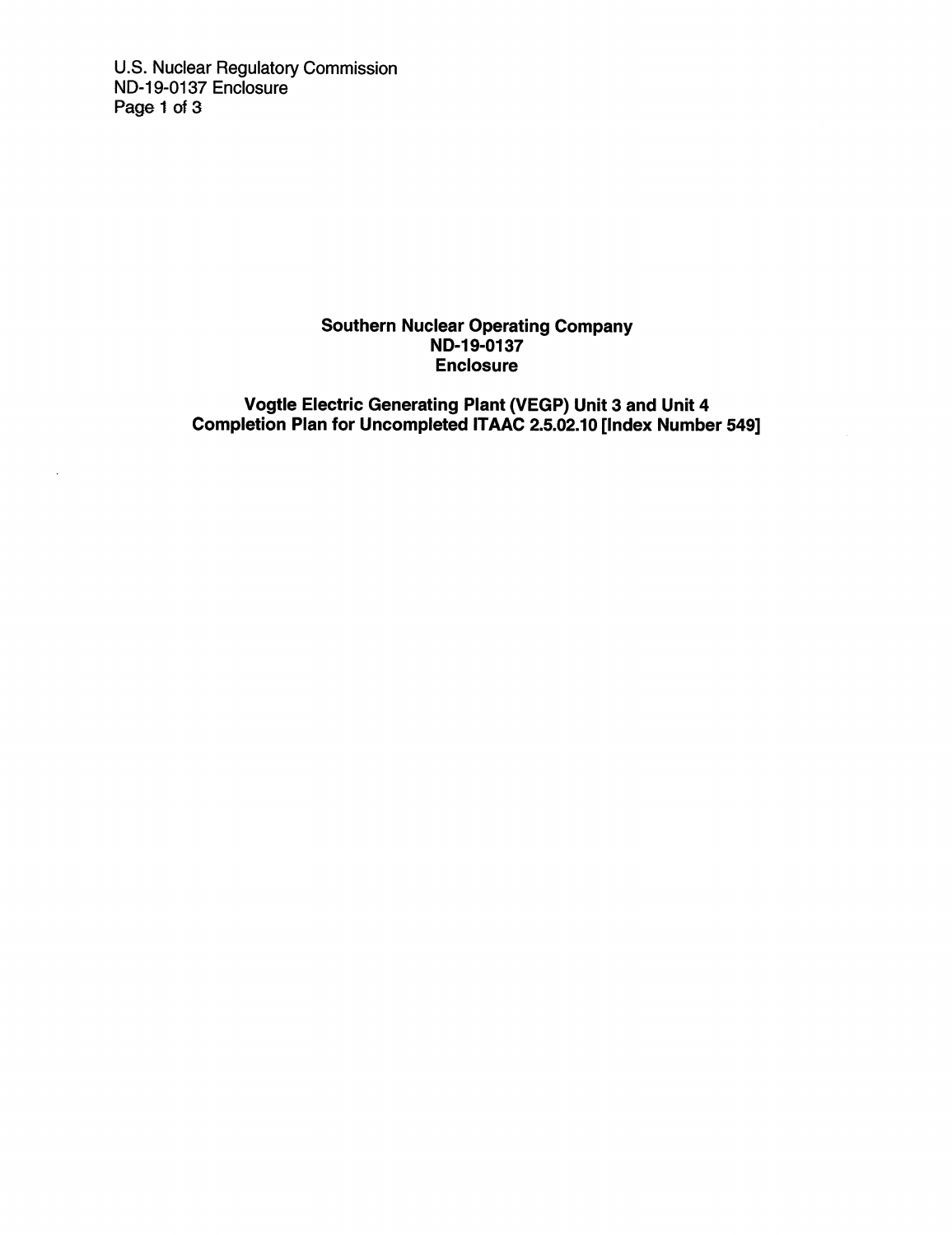**Southern Nuclear Operating Company**
**ND-19-0137**
**Enclosure**

**Vogtle Electric Generating Plant (VEGP) Unit 3 and Unit 4**
**Completion Plan for Uncompleted ITAAC 2.5.02.10 [Index Number 549]**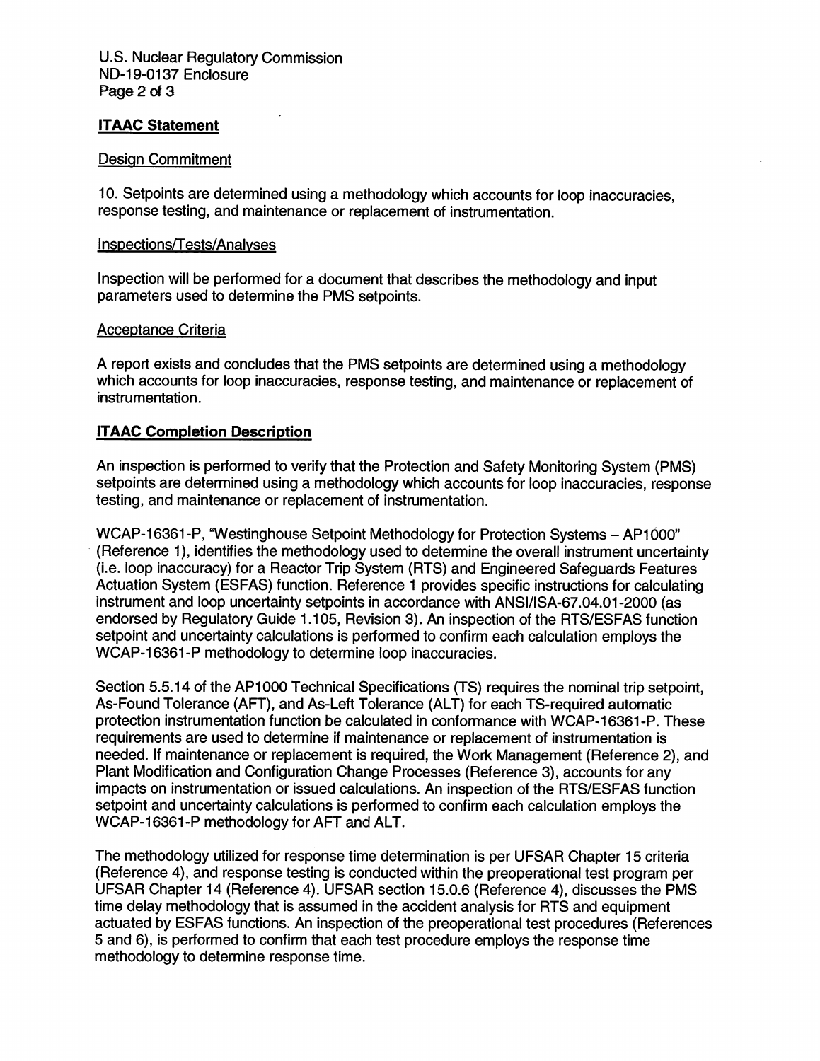## ITAAC Statement

### Design Commitment

10. Setpoints are determined using a methodology which accounts for loop inaccuracies, response testing, and maintenance or replacement of instrumentation.

### Inspections/Tests/Analyses

Inspection will be performed for a document that describes the methodology and input parameters used to determine the PMS setpoints.

### Acceptance Criteria

A report exists and concludes that the PMS setpoints are determined using a methodology which accounts for loop inaccuracies, response testing, and maintenance or replacement of instrumentation.

## ITAAC Completion Description

An inspection is performed to verify that the Protection and Safety Monitoring System (PMS) setpoints are determined using a methodology which accounts for loop inaccuracies, response testing, and maintenance or replacement of instrumentation.

WCAP-16361-P, "Westinghouse Setpoint Methodology for Protection Systems – AP1000" (Reference 1), identifies the methodology used to determine the overall instrument uncertainty (i.e. loop inaccuracy) for a Reactor Trip System (RTS) and Engineered Safeguards Features Actuation System (ESFAS) function. Reference 1 provides specific instructions for calculating instrument and loop uncertainty setpoints in accordance with ANSI/ISA-67.04.01-2000 (as endorsed by Regulatory Guide 1.105, Revision 3). An inspection of the RTS/ESFAS function setpoint and uncertainty calculations is performed to confirm each calculation employs the WCAP-16361-P methodology to determine loop inaccuracies.

Section 5.5.14 of the AP1000 Technical Specifications (TS) requires the nominal trip setpoint, As-Found Tolerance (AFT), and As-Left Tolerance (ALT) for each TS-required automatic protection instrumentation function be calculated in conformance with WCAP-16361-P. These requirements are used to determine if maintenance or replacement of instrumentation is needed. If maintenance or replacement is required, the Work Management (Reference 2), and Plant Modification and Configuration Change Processes (Reference 3), accounts for any impacts on instrumentation or issued calculations. An inspection of the RTS/ESFAS function setpoint and uncertainty calculations is performed to confirm each calculation employs the WCAP-16361-P methodology for AFT and ALT.

The methodology utilized for response time determination is per UFSAR Chapter 15 criteria (Reference 4), and response testing is conducted within the preoperational test program per UFSAR Chapter 14 (Reference 4). UFSAR section 15.0.6 (Reference 4), discusses the PMS time delay methodology that is assumed in the accident analysis for RTS and equipment actuated by ESFAS functions. An inspection of the preoperational test procedures (References 5 and 6), is performed to confirm that each test procedure employs the response time methodology to determine response time.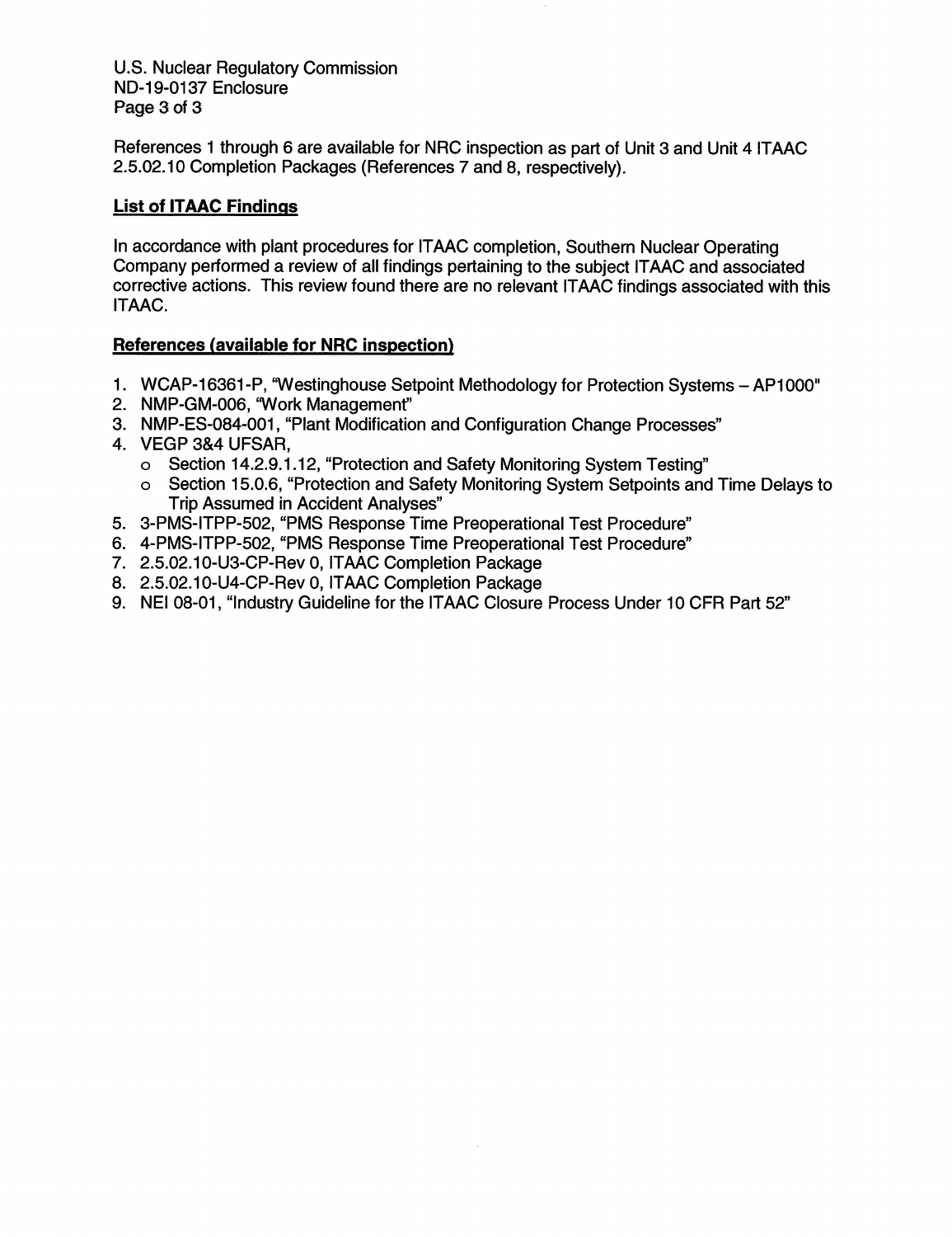References 1 through 6 are available for NRC inspection as part of Unit 3 and Unit 4 ITAAC 2.5.02.10 Completion Packages (References 7 and 8, respectively).

**List of ITAAC Findings**

In accordance with plant procedures for ITAAC completion, Southern Nuclear Operating Company performed a review of all findings pertaining to the subject ITAAC and associated corrective actions. This review found there are no relevant ITAAC findings associated with this ITAAC.

**References (available for NRC inspection)**

1. WCAP-16361-P, "Westinghouse Setpoint Methodology for Protection Systems – AP1000"
2. NMP-GM-006, "Work Management"
3. NMP-ES-084-001, "Plant Modification and Configuration Change Processes"
4. VEGP 3&4 UFSAR,
   - Section 14.2.9.1.12, "Protection and Safety Monitoring System Testing"
   - Section 15.0.6, "Protection and Safety Monitoring System Setpoints and Time Delays to Trip Assumed in Accident Analyses"
5. 3-PMS-ITPP-502, "PMS Response Time Preoperational Test Procedure"
6. 4-PMS-ITPP-502, "PMS Response Time Preoperational Test Procedure"
7. 2.5.02.10-U3-CP-Rev 0, ITAAC Completion Package
8. 2.5.02.10-U4-CP-Rev 0, ITAAC Completion Package
9. NEI 08-01, "Industry Guideline for the ITAAC Closure Process Under 10 CFR Part 52"